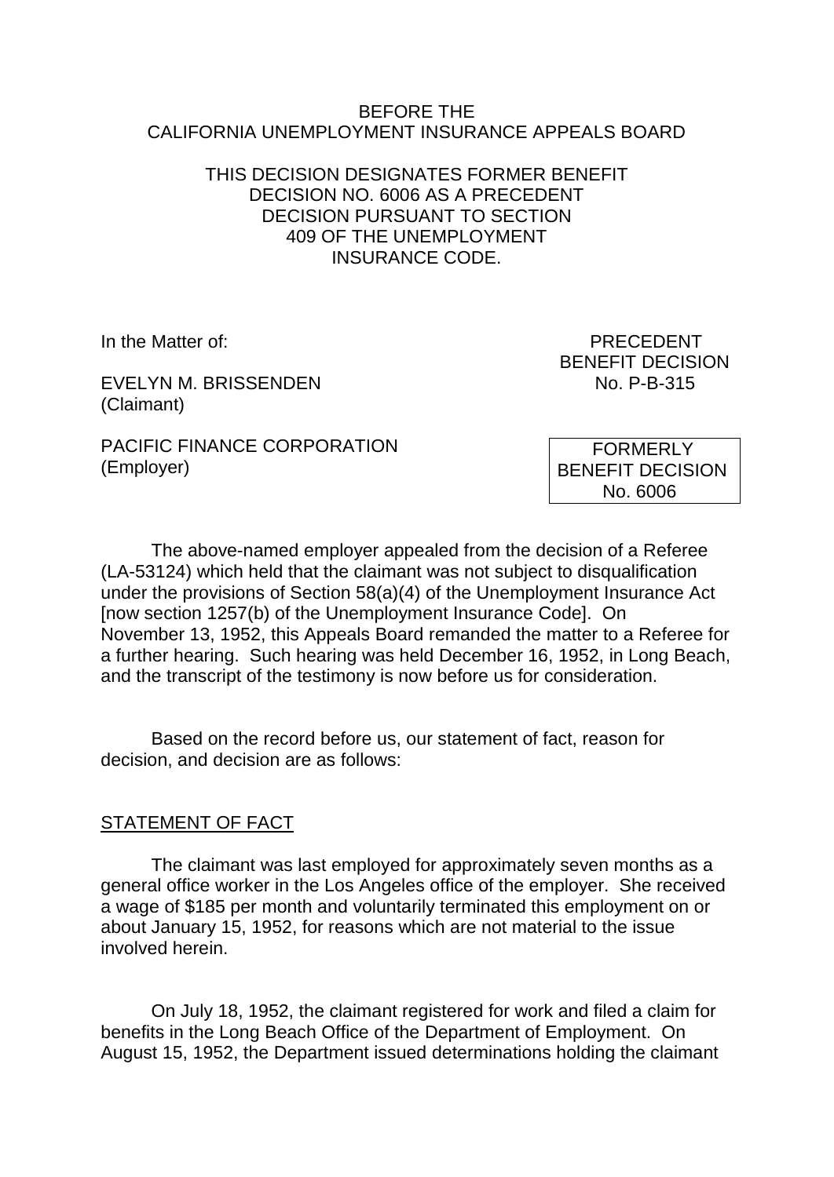BEFORE THE
CALIFORNIA UNEMPLOYMENT INSURANCE APPEALS BOARD

THIS DECISION DESIGNATES FORMER BENEFIT DECISION NO. 6006 AS A PRECEDENT DECISION PURSUANT TO SECTION 409 OF THE UNEMPLOYMENT INSURANCE CODE.

In the Matter of:

EVELYN M. BRISSENDEN
(Claimant)

PACIFIC FINANCE CORPORATION
(Employer)

PRECEDENT
BENEFIT DECISION
No. P-B-315

FORMERLY
BENEFIT DECISION
No. 6006

The above-named employer appealed from the decision of a Referee (LA-53124) which held that the claimant was not subject to disqualification under the provisions of Section 58(a)(4) of the Unemployment Insurance Act [now section 1257(b) of the Unemployment Insurance Code]. On November 13, 1952, this Appeals Board remanded the matter to a Referee for a further hearing. Such hearing was held December 16, 1952, in Long Beach, and the transcript of the testimony is now before us for consideration.

Based on the record before us, our statement of fact, reason for decision, and decision are as follows:

## STATEMENT OF FACT

The claimant was last employed for approximately seven months as a general office worker in the Los Angeles office of the employer. She received a wage of $185 per month and voluntarily terminated this employment on or about January 15, 1952, for reasons which are not material to the issue involved herein.

On July 18, 1952, the claimant registered for work and filed a claim for benefits in the Long Beach Office of the Department of Employment. On August 15, 1952, the Department issued determinations holding the claimant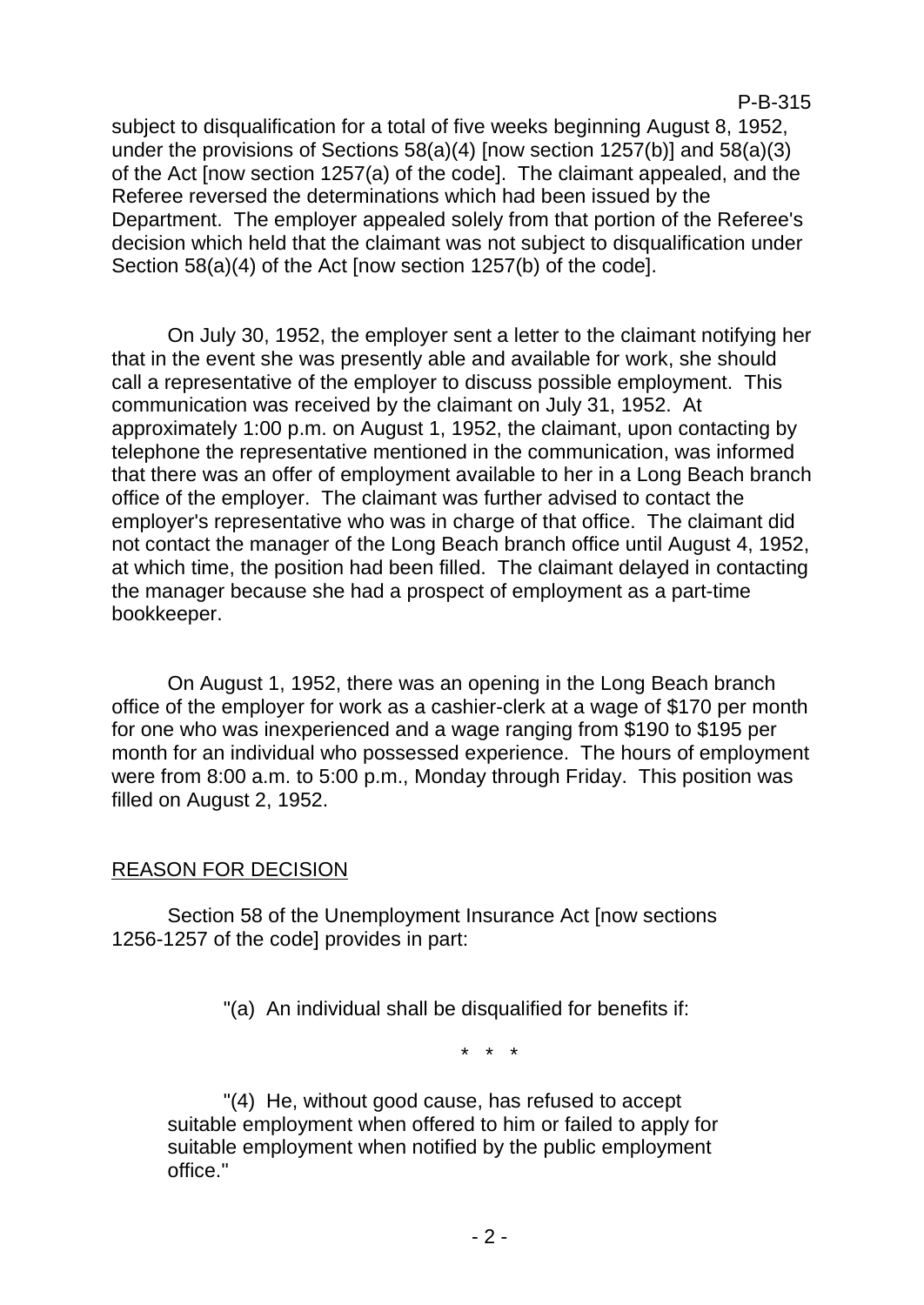subject to disqualification for a total of five weeks beginning August 8, 1952, under the provisions of Sections 58(a)(4) [now section 1257(b)] and 58(a)(3) of the Act [now section 1257(a) of the code]. The claimant appealed, and the Referee reversed the determinations which had been issued by the Department. The employer appealed solely from that portion of the Referee's decision which held that the claimant was not subject to disqualification under Section 58(a)(4) of the Act [now section 1257(b) of the code].

On July 30, 1952, the employer sent a letter to the claimant notifying her that in the event she was presently able and available for work, she should call a representative of the employer to discuss possible employment. This communication was received by the claimant on July 31, 1952. At approximately 1:00 p.m. on August 1, 1952, the claimant, upon contacting by telephone the representative mentioned in the communication, was informed that there was an offer of employment available to her in a Long Beach branch office of the employer. The claimant was further advised to contact the employer's representative who was in charge of that office. The claimant did not contact the manager of the Long Beach branch office until August 4, 1952, at which time, the position had been filled. The claimant delayed in contacting the manager because she had a prospect of employment as a part-time bookkeeper.

On August 1, 1952, there was an opening in the Long Beach branch office of the employer for work as a cashier-clerk at a wage of $170 per month for one who was inexperienced and a wage ranging from $190 to $195 per month for an individual who possessed experience. The hours of employment were from 8:00 a.m. to 5:00 p.m., Monday through Friday. This position was filled on August 2, 1952.

## REASON FOR DECISION

Section 58 of the Unemployment Insurance Act [now sections 1256-1257 of the code] provides in part:

> "(a) An individual shall be disqualified for benefits if:
>
> \* \* \*
>
> "(4) He, without good cause, has refused to accept suitable employment when offered to him or failed to apply for suitable employment when notified by the public employment office."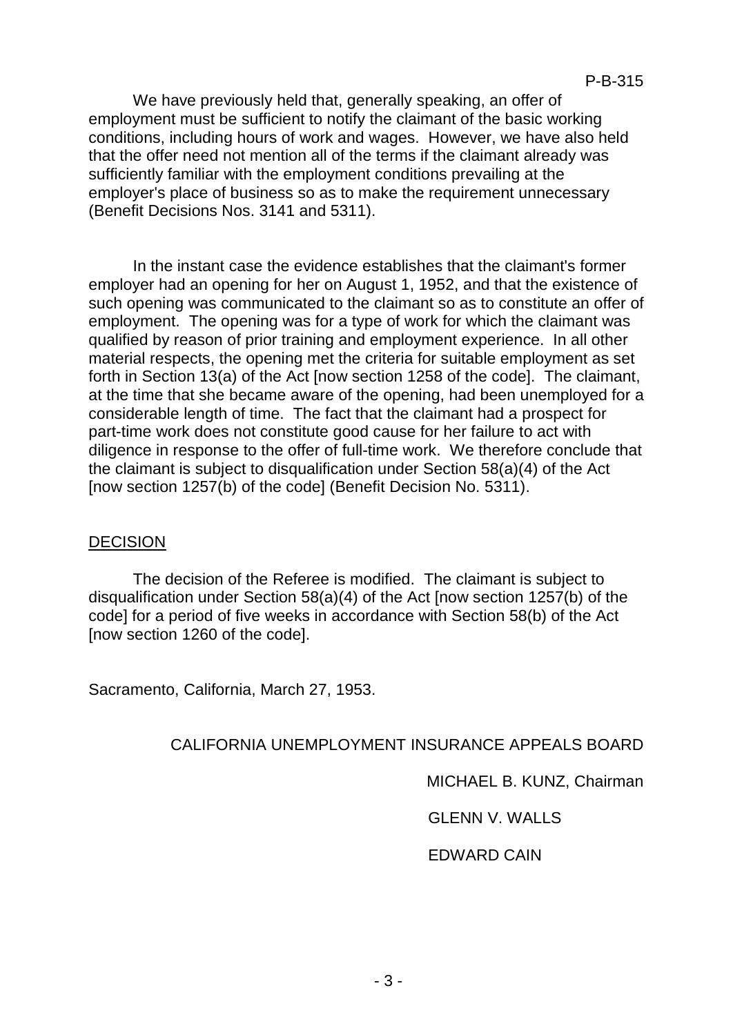We have previously held that, generally speaking, an offer of employment must be sufficient to notify the claimant of the basic working conditions, including hours of work and wages. However, we have also held that the offer need not mention all of the terms if the claimant already was sufficiently familiar with the employment conditions prevailing at the employer's place of business so as to make the requirement unnecessary (Benefit Decisions Nos. 3141 and 5311).

In the instant case the evidence establishes that the claimant's former employer had an opening for her on August 1, 1952, and that the existence of such opening was communicated to the claimant so as to constitute an offer of employment. The opening was for a type of work for which the claimant was qualified by reason of prior training and employment experience. In all other material respects, the opening met the criteria for suitable employment as set forth in Section 13(a) of the Act [now section 1258 of the code]. The claimant, at the time that she became aware of the opening, had been unemployed for a considerable length of time. The fact that the claimant had a prospect for part-time work does not constitute good cause for her failure to act with diligence in response to the offer of full-time work. We therefore conclude that the claimant is subject to disqualification under Section 58(a)(4) of the Act [now section 1257(b) of the code] (Benefit Decision No. 5311).

## DECISION

The decision of the Referee is modified. The claimant is subject to disqualification under Section 58(a)(4) of the Act [now section 1257(b) of the code] for a period of five weeks in accordance with Section 58(b) of the Act [now section 1260 of the code].

Sacramento, California, March 27, 1953.

CALIFORNIA UNEMPLOYMENT INSURANCE APPEALS BOARD

MICHAEL B. KUNZ, Chairman

GLENN V. WALLS

EDWARD CAIN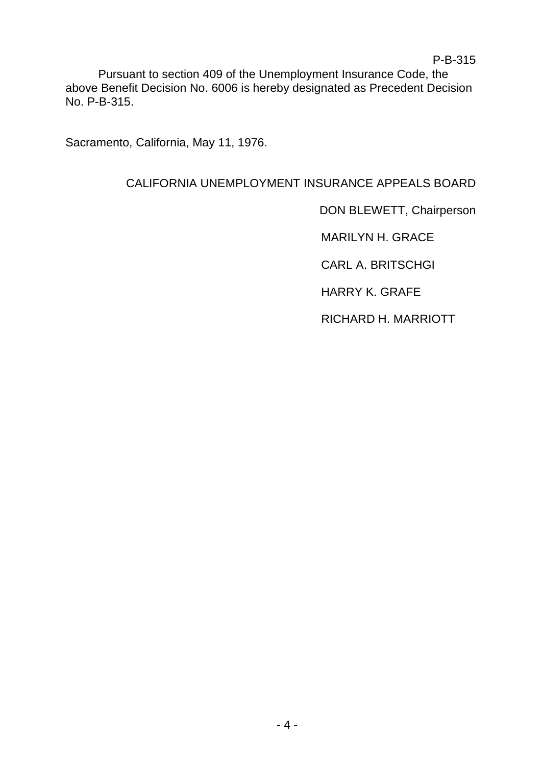P-B-315

Pursuant to section 409 of the Unemployment Insurance Code, the above Benefit Decision No. 6006 is hereby designated as Precedent Decision No. P-B-315.

Sacramento, California, May 11, 1976.

CALIFORNIA UNEMPLOYMENT INSURANCE APPEALS BOARD

DON BLEWETT, Chairperson

MARILYN H. GRACE

CARL A. BRITSCHGI

HARRY K. GRAFE

RICHARD H. MARRIOTT